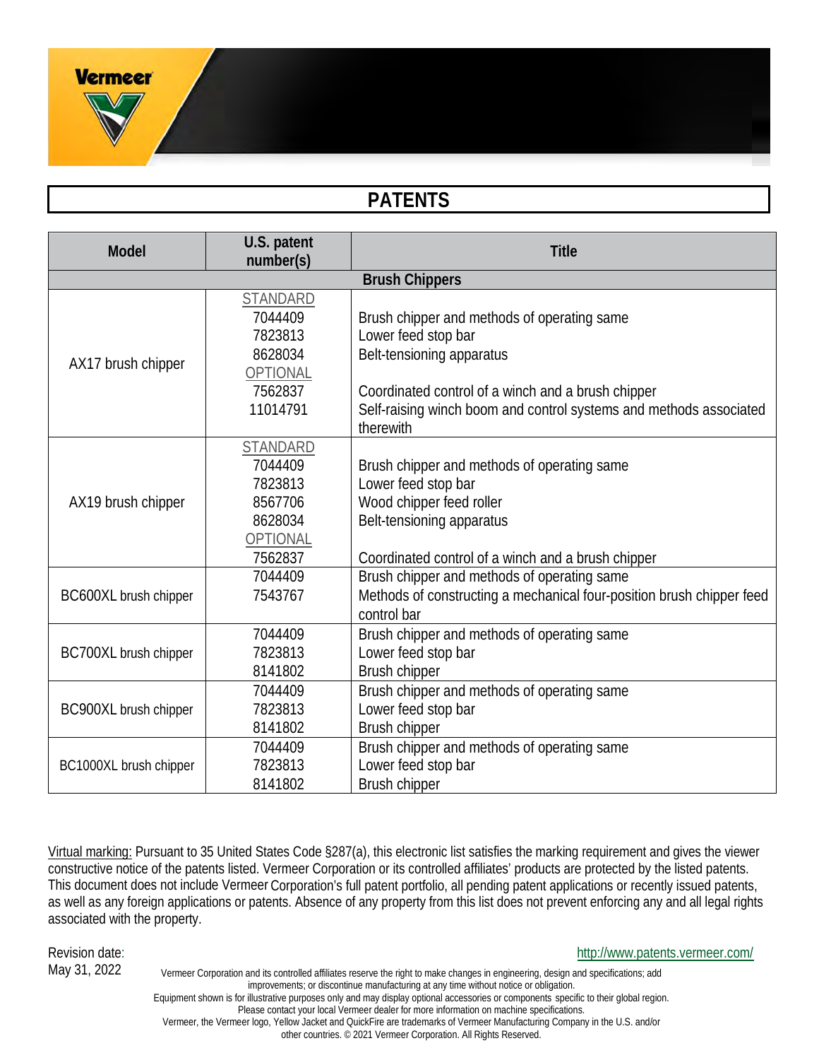# PATENTS

| Model | U.S. patent number(s) | Title |
|---|---|---|
| **Brush Chippers** | | |
| AX17 brush chipper | STANDARD<br>7044409<br>7823813<br>8628034<br>OPTIONAL<br>7562837<br>11014791 | <br>Brush chipper and methods of operating same<br>Lower feed stop bar<br>Belt-tensioning apparatus<br><br>Coordinated control of a winch and a brush chipper<br>Self-raising winch boom and control systems and methods associated therewith |
| AX19 brush chipper | STANDARD<br>7044409<br>7823813<br>8567706<br>8628034<br>OPTIONAL<br>7562837 | <br>Brush chipper and methods of operating same<br>Lower feed stop bar<br>Wood chipper feed roller<br>Belt-tensioning apparatus<br><br>Coordinated control of a winch and a brush chipper |
| BC600XL brush chipper | 7044409<br>7543767 | Brush chipper and methods of operating same<br>Methods of constructing a mechanical four-position brush chipper feed control bar |
| BC700XL brush chipper | 7044409<br>7823813<br>8141802 | Brush chipper and methods of operating same<br>Lower feed stop bar<br>Brush chipper |
| BC900XL brush chipper | 7044409<br>7823813<br>8141802 | Brush chipper and methods of operating same<br>Lower feed stop bar<br>Brush chipper |
| BC1000XL brush chipper | 7044409<br>7823813<br>8141802 | Brush chipper and methods of operating same<br>Lower feed stop bar<br>Brush chipper |

Virtual marking: Pursuant to 35 United States Code §287(a), this electronic list satisfies the marking requirement and gives the viewer constructive notice of the patents listed. Vermeer Corporation or its controlled affiliates' products are protected by the listed patents. This document does not include Vermeer Corporation's full patent portfolio, all pending patent applications or recently issued patents, as well as any foreign applications or patents. Absence of any property from this list does not prevent enforcing any and all legal rights associated with the property.

Revision date:
May 31, 2022

http://www.patents.vermeer.com/

Vermeer Corporation and its controlled affiliates reserve the right to make changes in engineering, design and specifications; add improvements; or discontinue manufacturing at any time without notice or obligation.
Equipment shown is for illustrative purposes only and may display optional accessories or components specific to their global region.
Please contact your local Vermeer dealer for more information on machine specifications.
Vermeer, the Vermeer logo, Yellow Jacket and QuickFire are trademarks of Vermeer Manufacturing Company in the U.S. and/or other countries. © 2021 Vermeer Corporation. All Rights Reserved.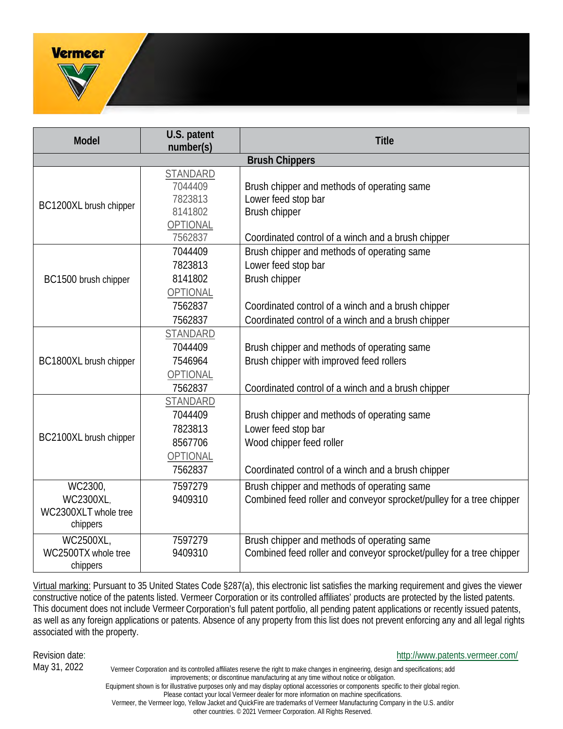| Model | U.S. patent number(s) | Title |
| --- | --- | --- |
| **Brush Chippers** | | |
| BC1200XL brush chipper | STANDARD<br>7044409<br>7823813<br>8141802<br>OPTIONAL<br>7562837 | <br>Brush chipper and methods of operating same<br>Lower feed stop bar<br>Brush chipper<br><br>Coordinated control of a winch and a brush chipper |
| BC1500 brush chipper | 7044409<br>7823813<br>8141802<br>OPTIONAL<br>7562837<br>7562837 | Brush chipper and methods of operating same<br>Lower feed stop bar<br>Brush chipper<br><br>Coordinated control of a winch and a brush chipper<br>Coordinated control of a winch and a brush chipper |
| BC1800XL brush chipper | STANDARD<br>7044409<br>7546964<br>OPTIONAL<br>7562837 | <br>Brush chipper and methods of operating same<br>Brush chipper with improved feed rollers<br><br>Coordinated control of a winch and a brush chipper |
| BC2100XL brush chipper | STANDARD<br>7044409<br>7823813<br>8567706<br>OPTIONAL<br>7562837 | <br>Brush chipper and methods of operating same<br>Lower feed stop bar<br>Wood chipper feed roller<br><br>Coordinated control of a winch and a brush chipper |
| WC2300, WC2300XL, WC2300XLT whole tree chippers | 7597279<br>9409310 | Brush chipper and methods of operating same<br>Combined feed roller and conveyor sprocket/pulley for a tree chipper |
| WC2500XL, WC2500TX whole tree chippers | 7597279<br>9409310 | Brush chipper and methods of operating same<br>Combined feed roller and conveyor sprocket/pulley for a tree chipper |

Virtual marking: Pursuant to 35 United States Code §287(a), this electronic list satisfies the marking requirement and gives the viewer constructive notice of the patents listed. Vermeer Corporation or its controlled affiliates' products are protected by the listed patents. This document does not include Vermeer Corporation's full patent portfolio, all pending patent applications or recently issued patents, as well as any foreign applications or patents. Absence of any property from this list does not prevent enforcing any and all legal rights associated with the property.

Revision date:
May 31, 2022

http://www.patents.vermeer.com/

Vermeer Corporation and its controlled affiliates reserve the right to make changes in engineering, design and specifications; add improvements; or discontinue manufacturing at any time without notice or obligation.
Equipment shown is for illustrative purposes only and may display optional accessories or components specific to their global region.
Please contact your local Vermeer dealer for more information on machine specifications.
Vermeer, the Vermeer logo, Yellow Jacket and QuickFire are trademarks of Vermeer Manufacturing Company in the U.S. and/or other countries. © 2021 Vermeer Corporation. All Rights Reserved.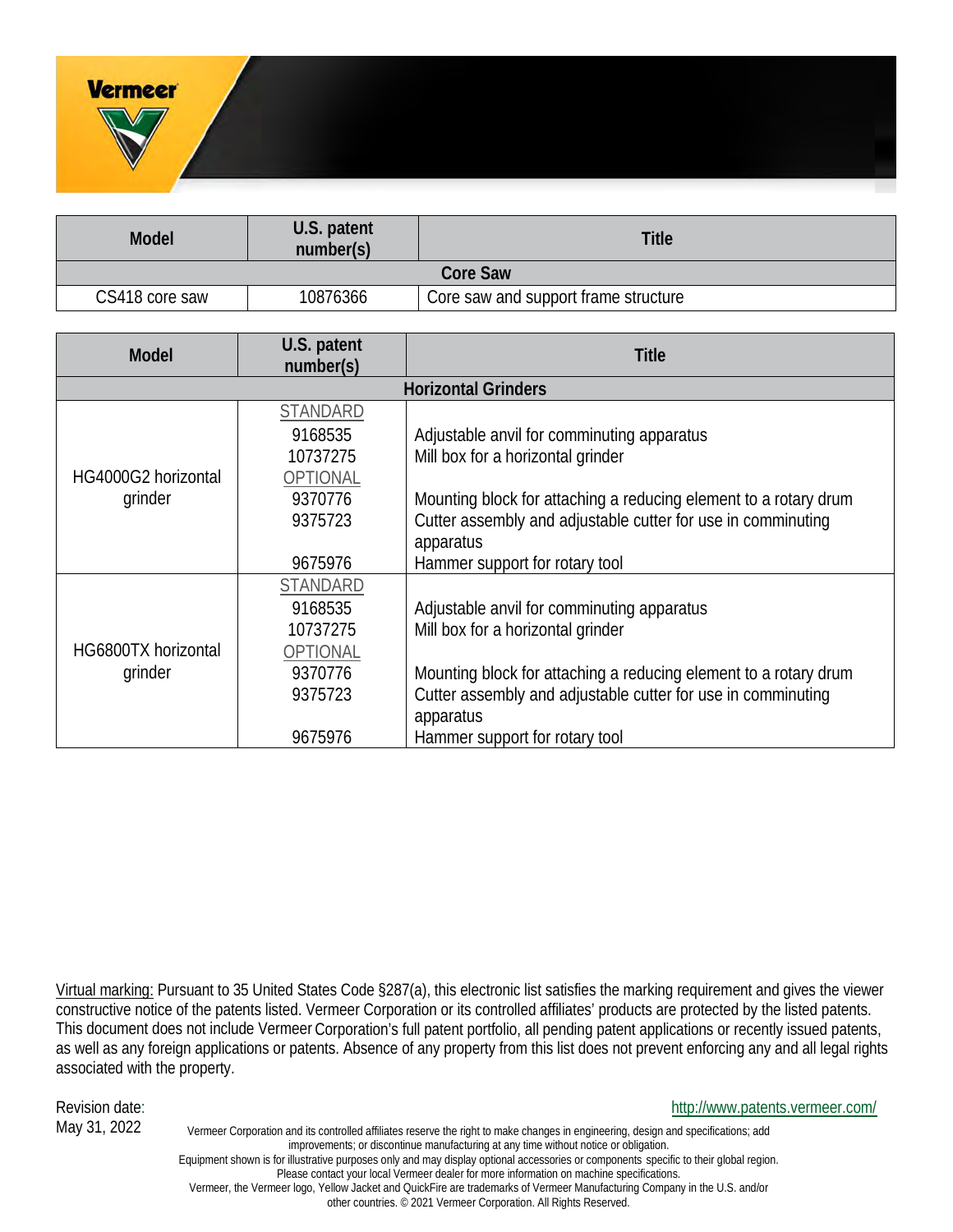| Model | U.S. patent number(s) | Title |
|---|---|---|
| **Core Saw** | | |
| CS418 core saw | 10876366 | Core saw and support frame structure |

| Model | U.S. patent number(s) | Title |
|---|---|---|
| **Horizontal Grinders** | | |
| HG4000G2 horizontal grinder | STANDARD | |
| | 9168535 | Adjustable anvil for comminuting apparatus |
| | 10737275 | Mill box for a horizontal grinder |
| | OPTIONAL | |
| | 9370776 | Mounting block for attaching a reducing element to a rotary drum |
| | 9375723 | Cutter assembly and adjustable cutter for use in comminuting apparatus |
| | 9675976 | Hammer support for rotary tool |
| HG6800TX horizontal grinder | STANDARD | |
| | 9168535 | Adjustable anvil for comminuting apparatus |
| | 10737275 | Mill box for a horizontal grinder |
| | OPTIONAL | |
| | 9370776 | Mounting block for attaching a reducing element to a rotary drum |
| | 9375723 | Cutter assembly and adjustable cutter for use in comminuting apparatus |
| | 9675976 | Hammer support for rotary tool |

Virtual marking: Pursuant to 35 United States Code §287(a), this electronic list satisfies the marking requirement and gives the viewer constructive notice of the patents listed. Vermeer Corporation or its controlled affiliates' products are protected by the listed patents. This document does not include Vermeer Corporation's full patent portfolio, all pending patent applications or recently issued patents, as well as any foreign applications or patents. Absence of any property from this list does not prevent enforcing any and all legal rights associated with the property.

Revision date:
May 31, 2022

http://www.patents.vermeer.com/

Vermeer Corporation and its controlled affiliates reserve the right to make changes in engineering, design and specifications; add improvements; or discontinue manufacturing at any time without notice or obligation.
Equipment shown is for illustrative purposes only and may display optional accessories or components specific to their global region. Please contact your local Vermeer dealer for more information on machine specifications.
Vermeer, the Vermeer logo, Yellow Jacket and QuickFire are trademarks of Vermeer Manufacturing Company in the U.S. and/or other countries. © 2021 Vermeer Corporation. All Rights Reserved.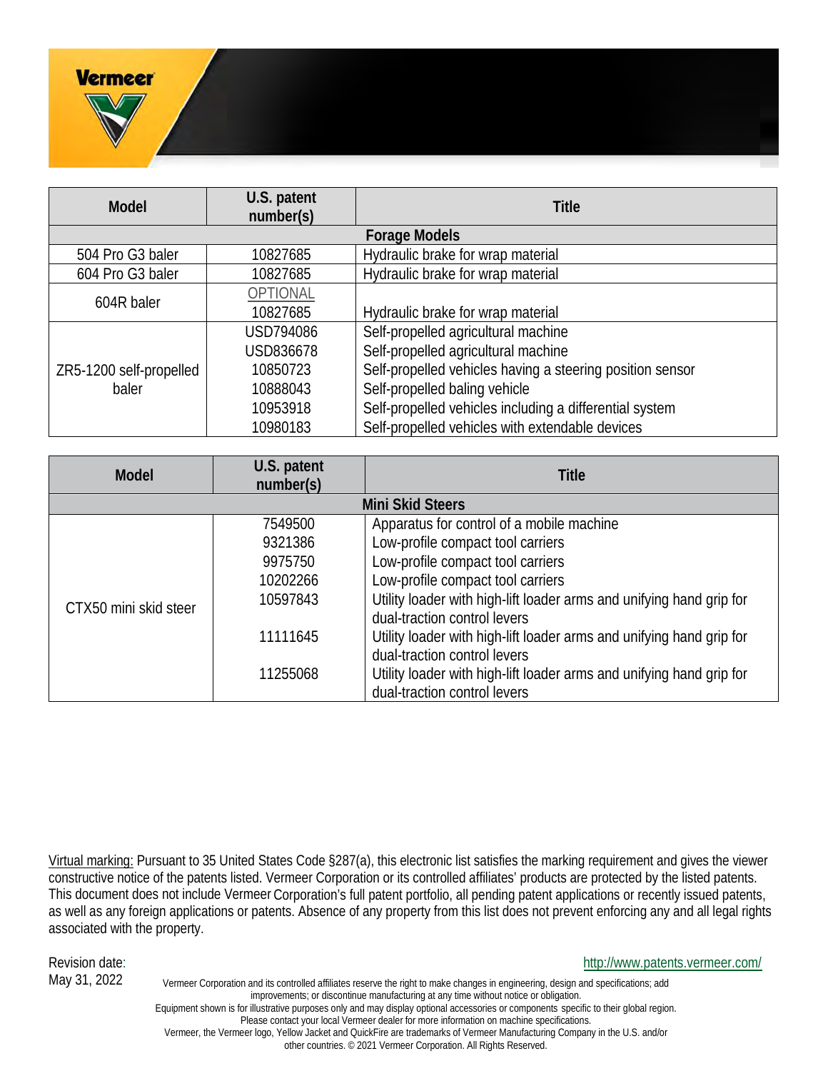| Model | U.S. patent number(s) | Title |
|---|---|---|
| **Forage Models** | | |
| 504 Pro G3 baler | 10827685 | Hydraulic brake for wrap material |
| 604 Pro G3 baler | 10827685 | Hydraulic brake for wrap material |
| 604R baler | OPTIONAL<br>10827685 | Hydraulic brake for wrap material |
| ZR5-1200 self-propelled baler | USD794086<br>USD836678<br>10850723<br>10888043<br>10953918<br>10980183 | Self-propelled agricultural machine<br>Self-propelled agricultural machine<br>Self-propelled vehicles having a steering position sensor<br>Self-propelled baling vehicle<br>Self-propelled vehicles including a differential system<br>Self-propelled vehicles with extendable devices |

| Model | U.S. patent number(s) | Title |
|---|---|---|
| **Mini Skid Steers** | | |
| CTX50 mini skid steer | 7549500<br>9321386<br>9975750<br>10202266<br>10597843<br>11111645<br>11255068 | Apparatus for control of a mobile machine<br>Low-profile compact tool carriers<br>Low-profile compact tool carriers<br>Low-profile compact tool carriers<br>Utility loader with high-lift loader arms and unifying hand grip for dual-traction control levers<br>Utility loader with high-lift loader arms and unifying hand grip for dual-traction control levers<br>Utility loader with high-lift loader arms and unifying hand grip for dual-traction control levers |

Virtual marking: Pursuant to 35 United States Code §287(a), this electronic list satisfies the marking requirement and gives the viewer constructive notice of the patents listed. Vermeer Corporation or its controlled affiliates' products are protected by the listed patents. This document does not include Vermeer Corporation's full patent portfolio, all pending patent applications or recently issued patents, as well as any foreign applications or patents. Absence of any property from this list does not prevent enforcing any and all legal rights associated with the property.

Revision date:
May 31, 2022

http://www.patents.vermeer.com/

Vermeer Corporation and its controlled affiliates reserve the right to make changes in engineering, design and specifications; add improvements; or discontinue manufacturing at any time without notice or obligation.
Equipment shown is for illustrative purposes only and may display optional accessories or components specific to their global region.
Please contact your local Vermeer dealer for more information on machine specifications.
Vermeer, the Vermeer logo, Yellow Jacket and QuickFire are trademarks of Vermeer Manufacturing Company in the U.S. and/or other countries. © 2021 Vermeer Corporation. All Rights Reserved.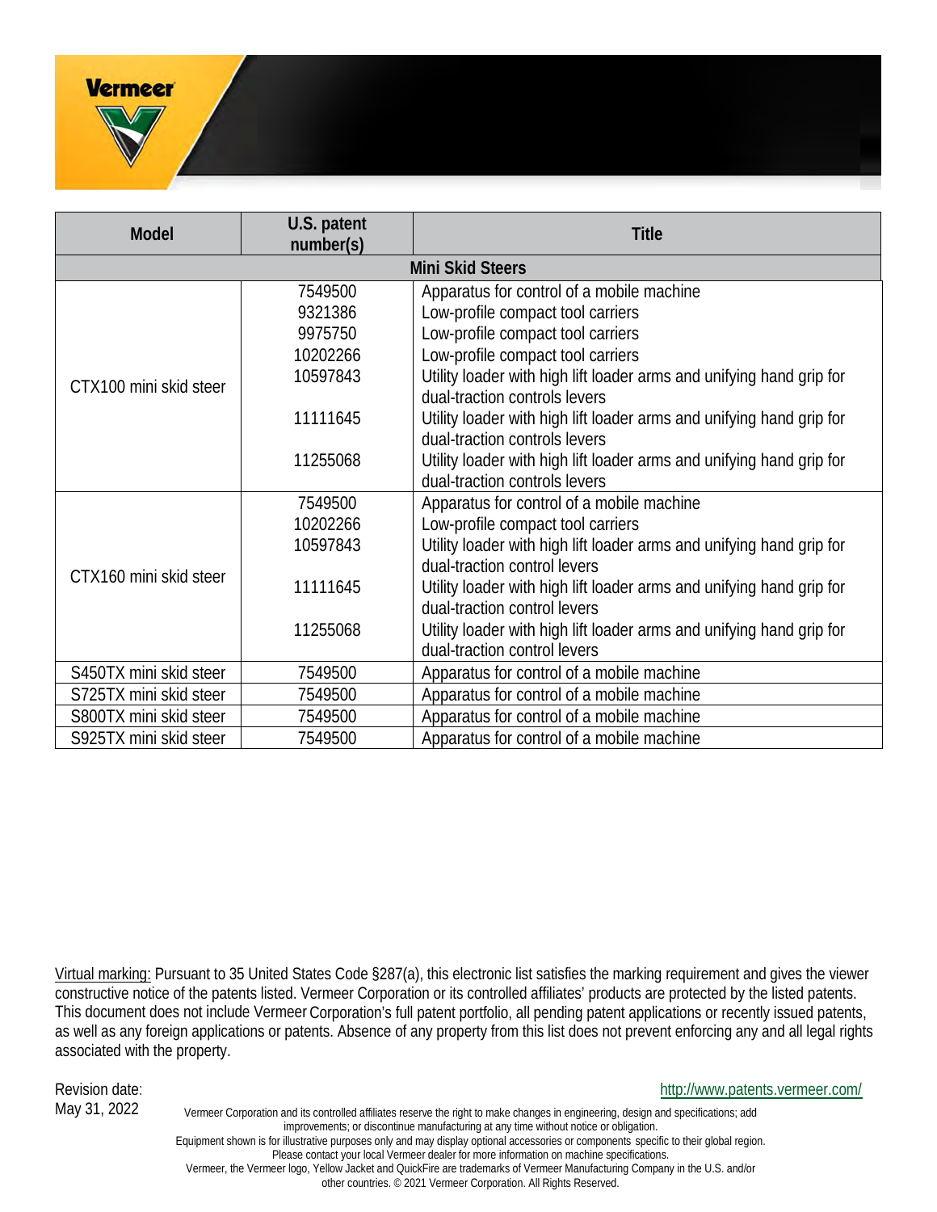| Model | U.S. patent number(s) | Title |
|---|---|---|
| **Mini Skid Steers** | | |
| CTX100 mini skid steer | 7549500 | Apparatus for control of a mobile machine |
| | 9321386 | Low-profile compact tool carriers |
| | 9975750 | Low-profile compact tool carriers |
| | 10202266 | Low-profile compact tool carriers |
| | 10597843 | Utility loader with high lift loader arms and unifying hand grip for dual-traction controls levers |
| | 11111645 | Utility loader with high lift loader arms and unifying hand grip for dual-traction controls levers |
| | 11255068 | Utility loader with high lift loader arms and unifying hand grip for dual-traction controls levers |
| CTX160 mini skid steer | 7549500 | Apparatus for control of a mobile machine |
| | 10202266 | Low-profile compact tool carriers |
| | 10597843 | Utility loader with high lift loader arms and unifying hand grip for dual-traction control levers |
| | 11111645 | Utility loader with high lift loader arms and unifying hand grip for dual-traction control levers |
| | 11255068 | Utility loader with high lift loader arms and unifying hand grip for dual-traction control levers |
| S450TX mini skid steer | 7549500 | Apparatus for control of a mobile machine |
| S725TX mini skid steer | 7549500 | Apparatus for control of a mobile machine |
| S800TX mini skid steer | 7549500 | Apparatus for control of a mobile machine |
| S925TX mini skid steer | 7549500 | Apparatus for control of a mobile machine |

Virtual marking: Pursuant to 35 United States Code §287(a), this electronic list satisfies the marking requirement and gives the viewer constructive notice of the patents listed. Vermeer Corporation or its controlled affiliates' products are protected by the listed patents. This document does not include Vermeer Corporation's full patent portfolio, all pending patent applications or recently issued patents, as well as any foreign applications or patents. Absence of any property from this list does not prevent enforcing any and all legal rights associated with the property.

Revision date:
May 31, 2022

http://www.patents.vermeer.com/

Vermeer Corporation and its controlled affiliates reserve the right to make changes in engineering, design and specifications; add improvements; or discontinue manufacturing at any time without notice or obligation.
Equipment shown is for illustrative purposes only and may display optional accessories or components specific to their global region. Please contact your local Vermeer dealer for more information on machine specifications.
Vermeer, the Vermeer logo, Yellow Jacket and QuickFire are trademarks of Vermeer Manufacturing Company in the U.S. and/or other countries. © 2021 Vermeer Corporation. All Rights Reserved.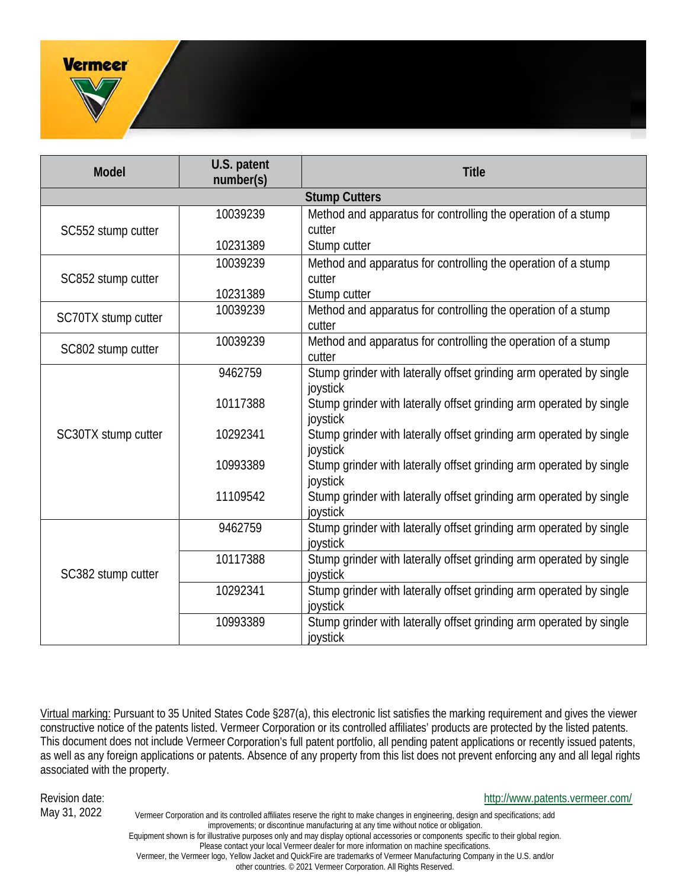Vermeer

| Model | U.S. patent number(s) | Title |
|---|---|---|
| **Stump Cutters** | | |
| SC552 stump cutter | 10039239 | Method and apparatus for controlling the operation of a stump cutter |
| | 10231389 | Stump cutter |
| SC852 stump cutter | 10039239 | Method and apparatus for controlling the operation of a stump cutter |
| | 10231389 | Stump cutter |
| SC70TX stump cutter | 10039239 | Method and apparatus for controlling the operation of a stump cutter |
| SC802 stump cutter | 10039239 | Method and apparatus for controlling the operation of a stump cutter |
| SC30TX stump cutter | 9462759 | Stump grinder with laterally offset grinding arm operated by single joystick |
| | 10117388 | Stump grinder with laterally offset grinding arm operated by single joystick |
| | 10292341 | Stump grinder with laterally offset grinding arm operated by single joystick |
| | 10993389 | Stump grinder with laterally offset grinding arm operated by single joystick |
| | 11109542 | Stump grinder with laterally offset grinding arm operated by single joystick |
| SC382 stump cutter | 9462759 | Stump grinder with laterally offset grinding arm operated by single joystick |
| | 10117388 | Stump grinder with laterally offset grinding arm operated by single joystick |
| | 10292341 | Stump grinder with laterally offset grinding arm operated by single joystick |
| | 10993389 | Stump grinder with laterally offset grinding arm operated by single joystick |

Virtual marking: Pursuant to 35 United States Code §287(a), this electronic list satisfies the marking requirement and gives the viewer constructive notice of the patents listed. Vermeer Corporation or its controlled affiliates' products are protected by the listed patents. This document does not include Vermeer Corporation's full patent portfolio, all pending patent applications or recently issued patents, as well as any foreign applications or patents. Absence of any property from this list does not prevent enforcing any and all legal rights associated with the property.

Revision date:
May 31, 2022

http://www.patents.vermeer.com/

Vermeer Corporation and its controlled affiliates reserve the right to make changes in engineering, design and specifications; add improvements; or discontinue manufacturing at any time without notice or obligation.
Equipment shown is for illustrative purposes only and may display optional accessories or components specific to their global region. Please contact your local Vermeer dealer for more information on machine specifications.
Vermeer, the Vermeer logo, Yellow Jacket and QuickFire are trademarks of Vermeer Manufacturing Company in the U.S. and/or other countries. © 2021 Vermeer Corporation. All Rights Reserved.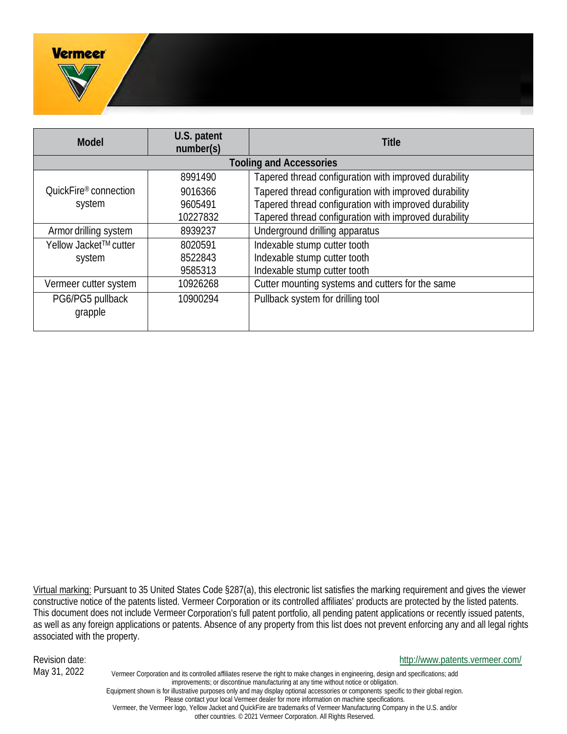| Model | U.S. patent number(s) | Title |
|---|---|---|
| **Tooling and Accessories** | | |
| QuickFire® connection system | 8991490 | Tapered thread configuration with improved durability |
| | 9016366 | Tapered thread configuration with improved durability |
| | 9605491 | Tapered thread configuration with improved durability |
| | 10227832 | Tapered thread configuration with improved durability |
| Armor drilling system | 8939237 | Underground drilling apparatus |
| Yellow Jacket™ cutter system | 8020591 | Indexable stump cutter tooth |
| | 8522843 | Indexable stump cutter tooth |
| | 9585313 | Indexable stump cutter tooth |
| Vermeer cutter system | 10926268 | Cutter mounting systems and cutters for the same |
| PG6/PG5 pullback grapple | 10900294 | Pullback system for drilling tool |

Virtual marking: Pursuant to 35 United States Code §287(a), this electronic list satisfies the marking requirement and gives the viewer constructive notice of the patents listed. Vermeer Corporation or its controlled affiliates' products are protected by the listed patents. This document does not include Vermeer Corporation's full patent portfolio, all pending patent applications or recently issued patents, as well as any foreign applications or patents. Absence of any property from this list does not prevent enforcing any and all legal rights associated with the property.

Revision date:
May 31, 2022

http://www.patents.vermeer.com/

Vermeer Corporation and its controlled affiliates reserve the right to make changes in engineering, design and specifications; add improvements; or discontinue manufacturing at any time without notice or obligation.
Equipment shown is for illustrative purposes only and may display optional accessories or components specific to their global region. Please contact your local Vermeer dealer for more information on machine specifications.
Vermeer, the Vermeer logo, Yellow Jacket and QuickFire are trademarks of Vermeer Manufacturing Company in the U.S. and/or other countries. © 2021 Vermeer Corporation. All Rights Reserved.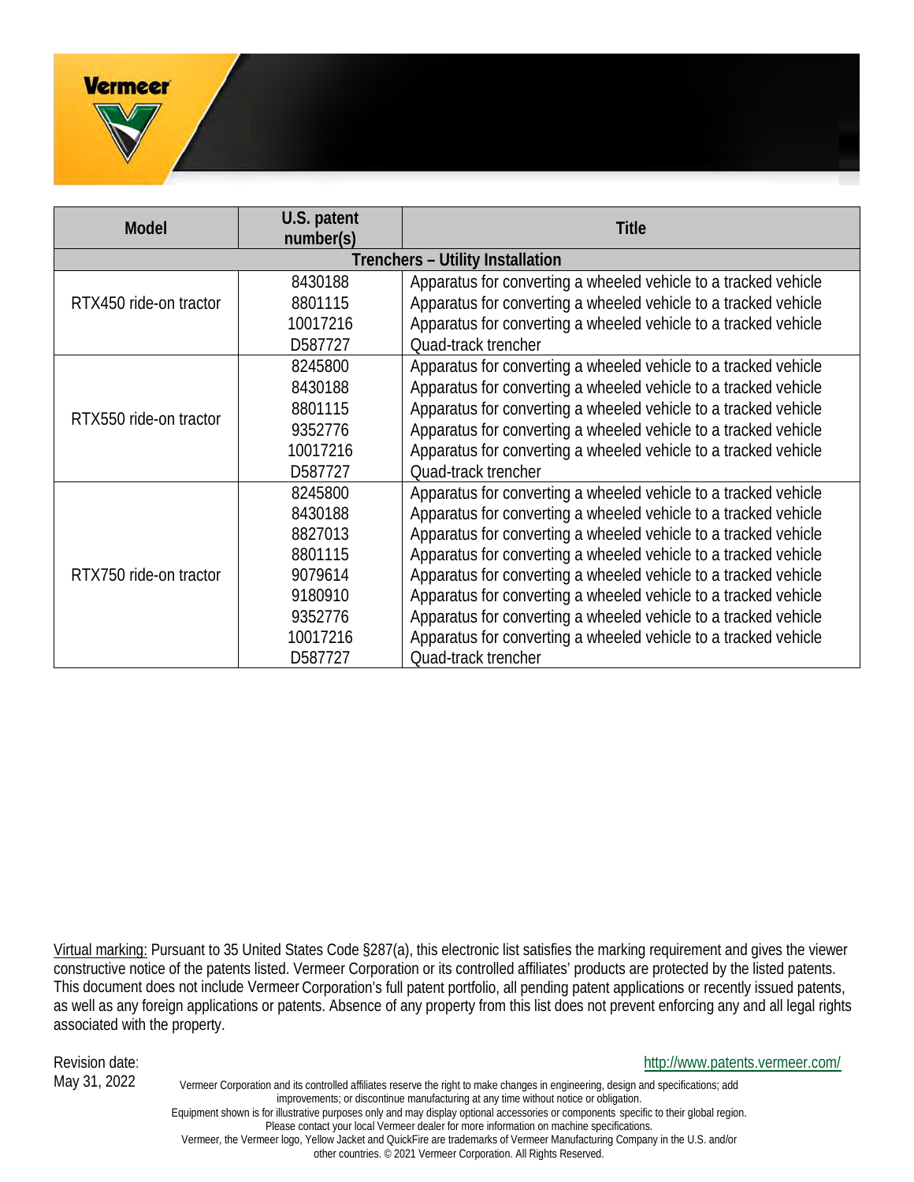| Model | U.S. patent number(s) | Title |
|---|---|---|
| **Trenchers – Utility Installation** | | |
| RTX450 ride-on tractor | 8430188 | Apparatus for converting a wheeled vehicle to a tracked vehicle |
| | 8801115 | Apparatus for converting a wheeled vehicle to a tracked vehicle |
| | 10017216 | Apparatus for converting a wheeled vehicle to a tracked vehicle |
| | D587727 | Quad-track trencher |
| RTX550 ride-on tractor | 8245800 | Apparatus for converting a wheeled vehicle to a tracked vehicle |
| | 8430188 | Apparatus for converting a wheeled vehicle to a tracked vehicle |
| | 8801115 | Apparatus for converting a wheeled vehicle to a tracked vehicle |
| | 9352776 | Apparatus for converting a wheeled vehicle to a tracked vehicle |
| | 10017216 | Apparatus for converting a wheeled vehicle to a tracked vehicle |
| | D587727 | Quad-track trencher |
| RTX750 ride-on tractor | 8245800 | Apparatus for converting a wheeled vehicle to a tracked vehicle |
| | 8430188 | Apparatus for converting a wheeled vehicle to a tracked vehicle |
| | 8827013 | Apparatus for converting a wheeled vehicle to a tracked vehicle |
| | 8801115 | Apparatus for converting a wheeled vehicle to a tracked vehicle |
| | 9079614 | Apparatus for converting a wheeled vehicle to a tracked vehicle |
| | 9180910 | Apparatus for converting a wheeled vehicle to a tracked vehicle |
| | 9352776 | Apparatus for converting a wheeled vehicle to a tracked vehicle |
| | 10017216 | Apparatus for converting a wheeled vehicle to a tracked vehicle |
| | D587727 | Quad-track trencher |

Virtual marking: Pursuant to 35 United States Code §287(a), this electronic list satisfies the marking requirement and gives the viewer constructive notice of the patents listed. Vermeer Corporation or its controlled affiliates' products are protected by the listed patents. This document does not include Vermeer Corporation's full patent portfolio, all pending patent applications or recently issued patents, as well as any foreign applications or patents. Absence of any property from this list does not prevent enforcing any and all legal rights associated with the property.

Revision date:
May 31, 2022

http://www.patents.vermeer.com/

Vermeer Corporation and its controlled affiliates reserve the right to make changes in engineering, design and specifications; add improvements; or discontinue manufacturing at any time without notice or obligation.
Equipment shown is for illustrative purposes only and may display optional accessories or components specific to their global region.
Please contact your local Vermeer dealer for more information on machine specifications.
Vermeer, the Vermeer logo, Yellow Jacket and QuickFire are trademarks of Vermeer Manufacturing Company in the U.S. and/or other countries. © 2021 Vermeer Corporation. All Rights Reserved.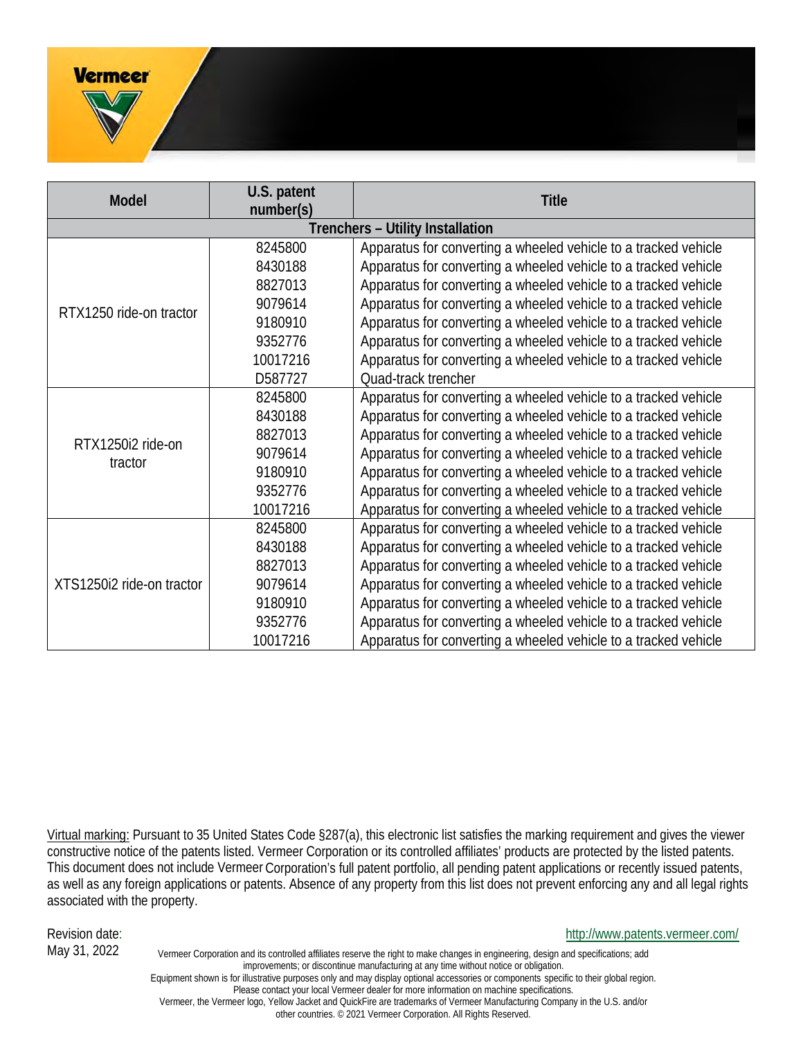| Model | U.S. patent number(s) | Title |
|---|---|---|
| **Trenchers – Utility Installation** | | |
| RTX1250 ride-on tractor | 8245800 | Apparatus for converting a wheeled vehicle to a tracked vehicle |
| | 8430188 | Apparatus for converting a wheeled vehicle to a tracked vehicle |
| | 8827013 | Apparatus for converting a wheeled vehicle to a tracked vehicle |
| | 9079614 | Apparatus for converting a wheeled vehicle to a tracked vehicle |
| | 9180910 | Apparatus for converting a wheeled vehicle to a tracked vehicle |
| | 9352776 | Apparatus for converting a wheeled vehicle to a tracked vehicle |
| | 10017216 | Apparatus for converting a wheeled vehicle to a tracked vehicle |
| | D587727 | Quad-track trencher |
| RTX1250i2 ride-on tractor | 8245800 | Apparatus for converting a wheeled vehicle to a tracked vehicle |
| | 8430188 | Apparatus for converting a wheeled vehicle to a tracked vehicle |
| | 8827013 | Apparatus for converting a wheeled vehicle to a tracked vehicle |
| | 9079614 | Apparatus for converting a wheeled vehicle to a tracked vehicle |
| | 9180910 | Apparatus for converting a wheeled vehicle to a tracked vehicle |
| | 9352776 | Apparatus for converting a wheeled vehicle to a tracked vehicle |
| | 10017216 | Apparatus for converting a wheeled vehicle to a tracked vehicle |
| XTS1250i2 ride-on tractor | 8245800 | Apparatus for converting a wheeled vehicle to a tracked vehicle |
| | 8430188 | Apparatus for converting a wheeled vehicle to a tracked vehicle |
| | 8827013 | Apparatus for converting a wheeled vehicle to a tracked vehicle |
| | 9079614 | Apparatus for converting a wheeled vehicle to a tracked vehicle |
| | 9180910 | Apparatus for converting a wheeled vehicle to a tracked vehicle |
| | 9352776 | Apparatus for converting a wheeled vehicle to a tracked vehicle |
| | 10017216 | Apparatus for converting a wheeled vehicle to a tracked vehicle |

Virtual marking: Pursuant to 35 United States Code §287(a), this electronic list satisfies the marking requirement and gives the viewer constructive notice of the patents listed. Vermeer Corporation or its controlled affiliates' products are protected by the listed patents. This document does not include Vermeer Corporation's full patent portfolio, all pending patent applications or recently issued patents, as well as any foreign applications or patents. Absence of any property from this list does not prevent enforcing any and all legal rights associated with the property.

Revision date:
May 31, 2022

http://www.patents.vermeer.com/

Vermeer Corporation and its controlled affiliates reserve the right to make changes in engineering, design and specifications; add improvements; or discontinue manufacturing at any time without notice or obligation.
Equipment shown is for illustrative purposes only and may display optional accessories or components specific to their global region. Please contact your local Vermeer dealer for more information on machine specifications.
Vermeer, the Vermeer logo, Yellow Jacket and QuickFire are trademarks of Vermeer Manufacturing Company in the U.S. and/or other countries. © 2021 Vermeer Corporation. All Rights Reserved.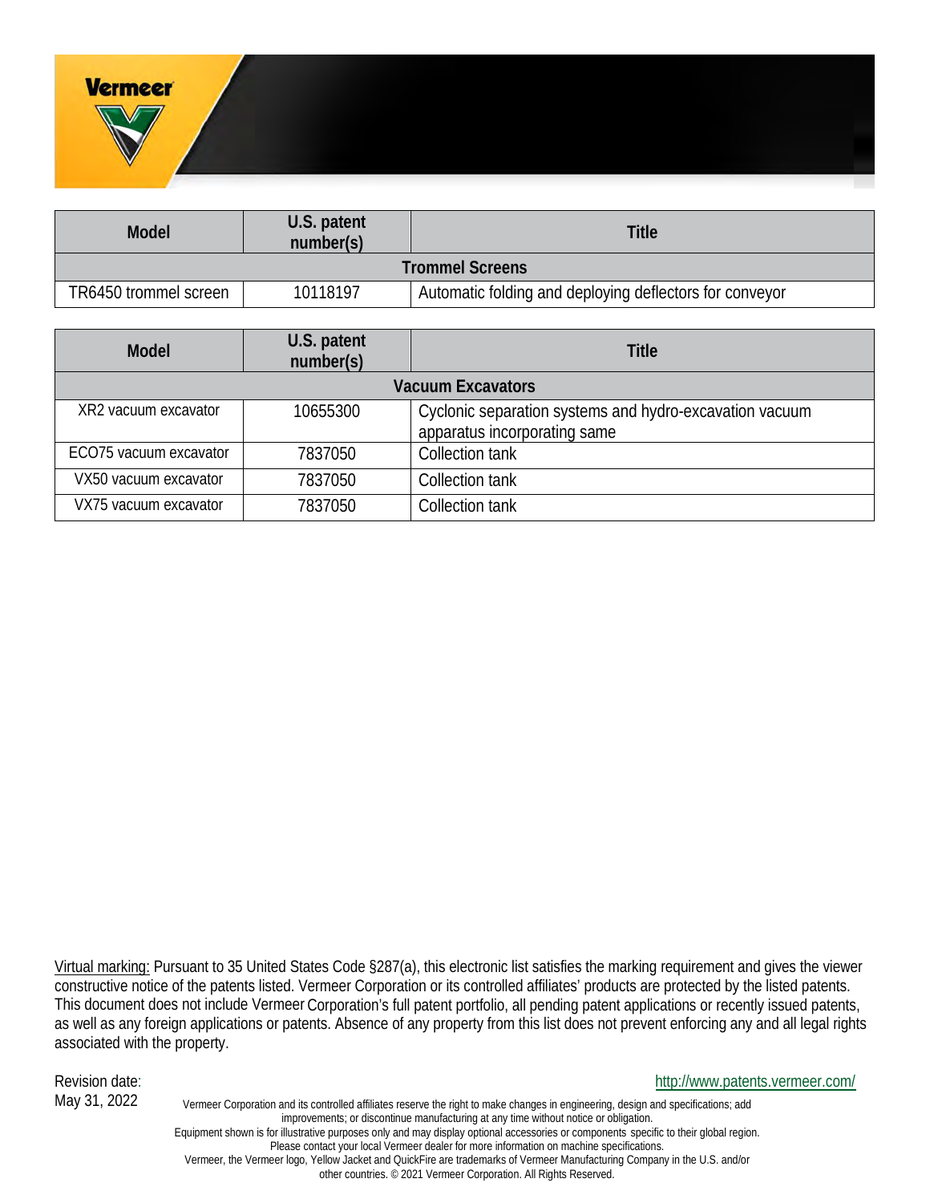| Model | U.S. patent number(s) | Title |
|---|---|---|
| **Trommel Screens** | | |
| TR6450 trommel screen | 10118197 | Automatic folding and deploying deflectors for conveyor |

| Model | U.S. patent number(s) | Title |
|---|---|---|
| **Vacuum Excavators** | | |
| XR2 vacuum excavator | 10655300 | Cyclonic separation systems and hydro-excavation vacuum apparatus incorporating same |
| ECO75 vacuum excavator | 7837050 | Collection tank |
| VX50 vacuum excavator | 7837050 | Collection tank |
| VX75 vacuum excavator | 7837050 | Collection tank |

Virtual marking: Pursuant to 35 United States Code §287(a), this electronic list satisfies the marking requirement and gives the viewer constructive notice of the patents listed. Vermeer Corporation or its controlled affiliates' products are protected by the listed patents. This document does not include Vermeer Corporation's full patent portfolio, all pending patent applications or recently issued patents, as well as any foreign applications or patents. Absence of any property from this list does not prevent enforcing any and all legal rights associated with the property.

Revision date:
May 31, 2022

http://www.patents.vermeer.com/

Vermeer Corporation and its controlled affiliates reserve the right to make changes in engineering, design and specifications; add improvements; or discontinue manufacturing at any time without notice or obligation.
Equipment shown is for illustrative purposes only and may display optional accessories or components specific to their global region.
Please contact your local Vermeer dealer for more information on machine specifications.
Vermeer, the Vermeer logo, Yellow Jacket and QuickFire are trademarks of Vermeer Manufacturing Company in the U.S. and/or other countries. © 2021 Vermeer Corporation. All Rights Reserved.